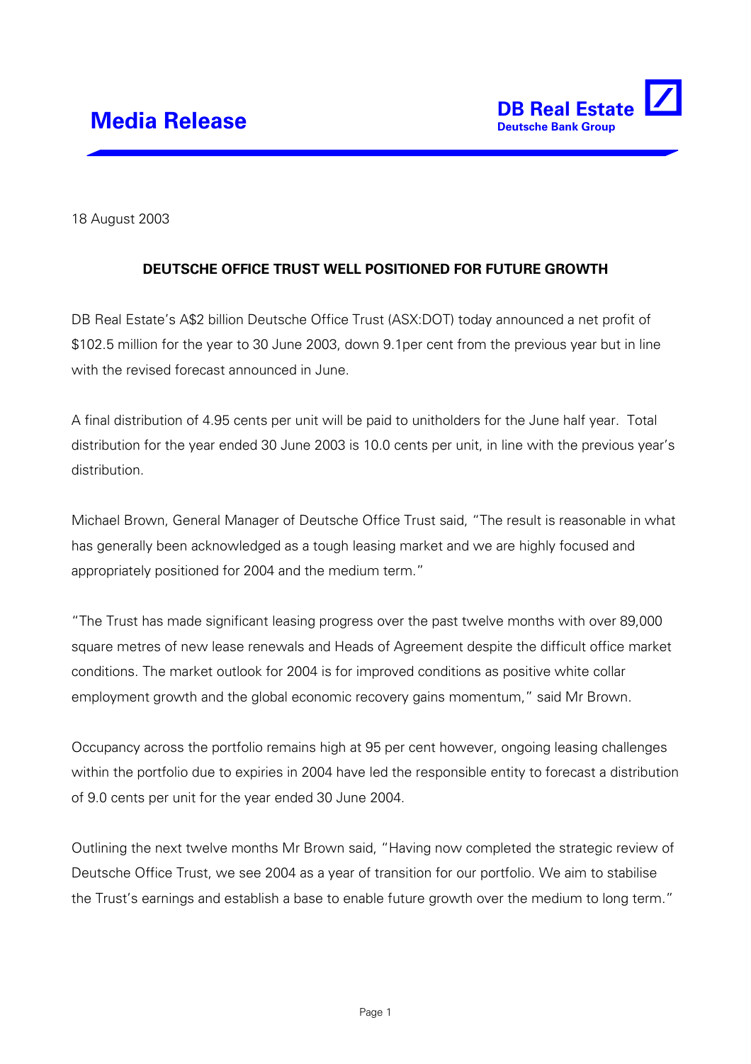# Media Release

**DB Real Estate**
**Deutsche Bank Group**

18 August 2003

**DEUTSCHE OFFICE TRUST WELL POSITIONED FOR FUTURE GROWTH**

DB Real Estate's A$2 billion Deutsche Office Trust (ASX:DOT) today announced a net profit of $102.5 million for the year to 30 June 2003, down 9.1per cent from the previous year but in line with the revised forecast announced in June.

A final distribution of 4.95 cents per unit will be paid to unitholders for the June half year. Total distribution for the year ended 30 June 2003 is 10.0 cents per unit, in line with the previous year's distribution.

Michael Brown, General Manager of Deutsche Office Trust said, "The result is reasonable in what has generally been acknowledged as a tough leasing market and we are highly focused and appropriately positioned for 2004 and the medium term."

"The Trust has made significant leasing progress over the past twelve months with over 89,000 square metres of new lease renewals and Heads of Agreement despite the difficult office market conditions. The market outlook for 2004 is for improved conditions as positive white collar employment growth and the global economic recovery gains momentum," said Mr Brown.

Occupancy across the portfolio remains high at 95 per cent however, ongoing leasing challenges within the portfolio due to expiries in 2004 have led the responsible entity to forecast a distribution of 9.0 cents per unit for the year ended 30 June 2004.

Outlining the next twelve months Mr Brown said, "Having now completed the strategic review of Deutsche Office Trust, we see 2004 as a year of transition for our portfolio. We aim to stabilise the Trust's earnings and establish a base to enable future growth over the medium to long term."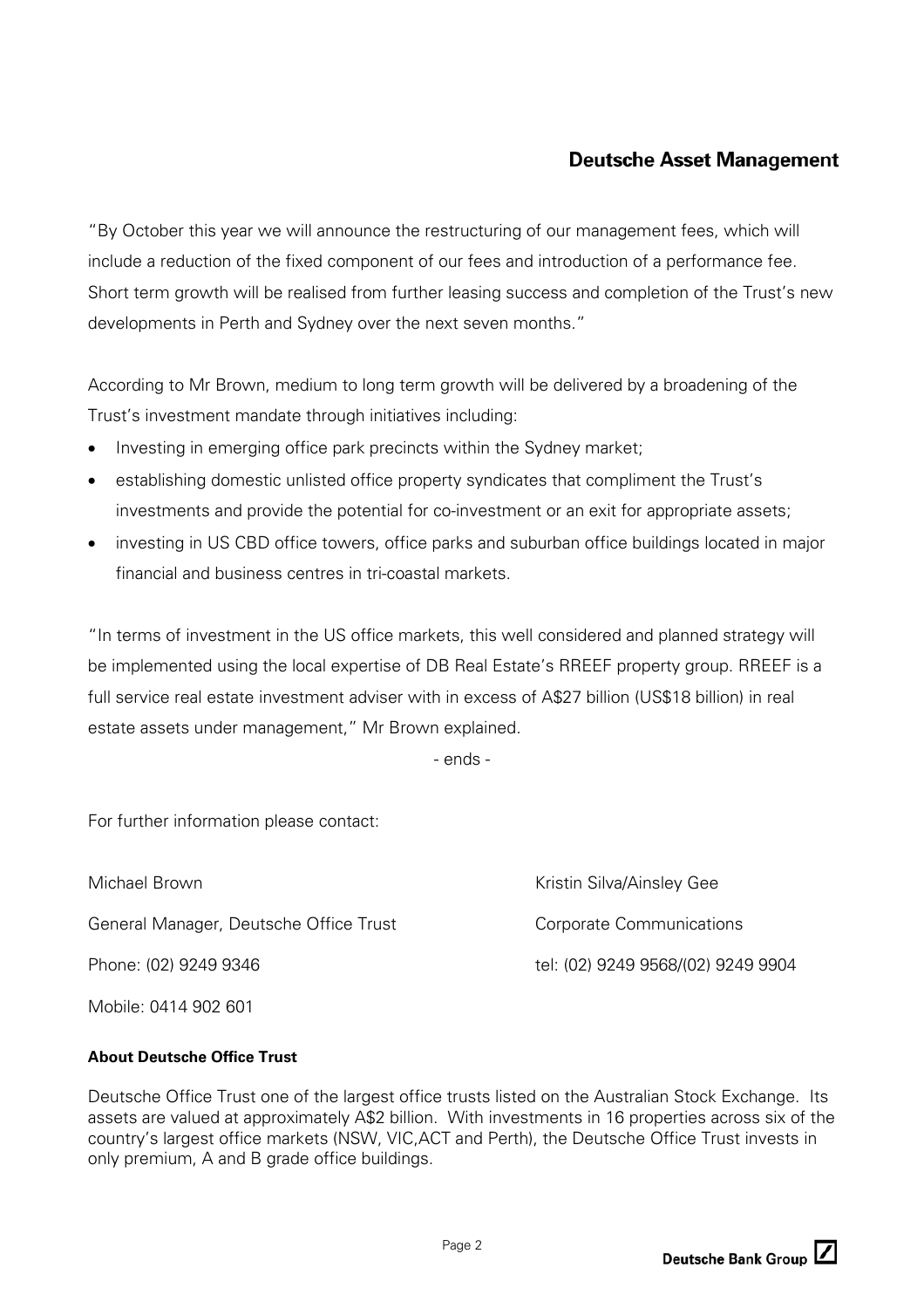"By October this year we will announce the restructuring of our management fees, which will include a reduction of the fixed component of our fees and introduction of a performance fee. Short term growth will be realised from further leasing success and completion of the Trust's new developments in Perth and Sydney over the next seven months."

According to Mr Brown, medium to long term growth will be delivered by a broadening of the Trust's investment mandate through initiatives including:

- Investing in emerging office park precincts within the Sydney market;
- establishing domestic unlisted office property syndicates that compliment the Trust's investments and provide the potential for co-investment or an exit for appropriate assets;
- investing in US CBD office towers, office parks and suburban office buildings located in major financial and business centres in tri-coastal markets.

"In terms of investment in the US office markets, this well considered and planned strategy will be implemented using the local expertise of DB Real Estate's RREEF property group. RREEF is a full service real estate investment adviser with in excess of A$27 billion (US$18 billion) in real estate assets under management," Mr Brown explained.

- ends -

For further information please contact:

| | |
|---|---|
| Michael Brown | Kristin Silva/Ainsley Gee |
| General Manager, Deutsche Office Trust | Corporate Communications |
| Phone: (02) 9249 9346 | tel: (02) 9249 9568/(02) 9249 9904 |
| Mobile: 0414 902 601 | |

**About Deutsche Office Trust**

Deutsche Office Trust one of the largest office trusts listed on the Australian Stock Exchange. Its assets are valued at approximately A$2 billion. With investments in 16 properties across six of the country's largest office markets (NSW, VIC,ACT and Perth), the Deutsche Office Trust invests in only premium, A and B grade office buildings.